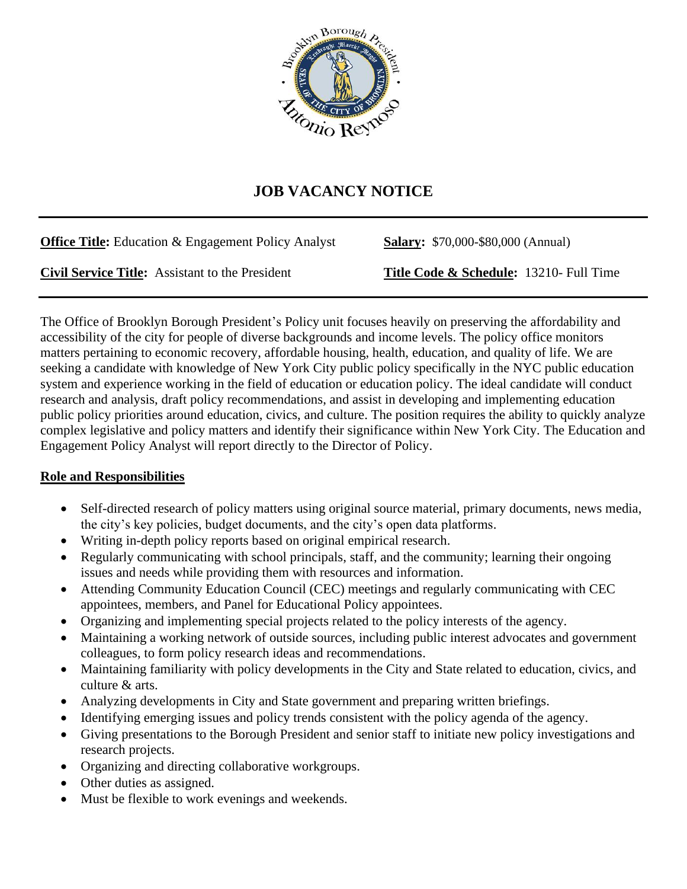# JOB VACANCY NOTICE

**Office Title:** Education & Engagement Policy Analyst | **Salary:** $70,000-$80,000 (Annual)

**Civil Service Title:** Assistant to the President | **Title Code & Schedule:** 13210- Full Time

The Office of Brooklyn Borough President's Policy unit focuses heavily on preserving the affordability and accessibility of the city for people of diverse backgrounds and income levels. The policy office monitors matters pertaining to economic recovery, affordable housing, health, education, and quality of life. We are seeking a candidate with knowledge of New York City public policy specifically in the NYC public education system and experience working in the field of education or education policy. The ideal candidate will conduct research and analysis, draft policy recommendations, and assist in developing and implementing education public policy priorities around education, civics, and culture. The position requires the ability to quickly analyze complex legislative and policy matters and identify their significance within New York City. The Education and Engagement Policy Analyst will report directly to the Director of Policy.

## Role and Responsibilities

- Self-directed research of policy matters using original source material, primary documents, news media, the city's key policies, budget documents, and the city's open data platforms.
- Writing in-depth policy reports based on original empirical research.
- Regularly communicating with school principals, staff, and the community; learning their ongoing issues and needs while providing them with resources and information.
- Attending Community Education Council (CEC) meetings and regularly communicating with CEC appointees, members, and Panel for Educational Policy appointees.
- Organizing and implementing special projects related to the policy interests of the agency.
- Maintaining a working network of outside sources, including public interest advocates and government colleagues, to form policy research ideas and recommendations.
- Maintaining familiarity with policy developments in the City and State related to education, civics, and culture & arts.
- Analyzing developments in City and State government and preparing written briefings.
- Identifying emerging issues and policy trends consistent with the policy agenda of the agency.
- Giving presentations to the Borough President and senior staff to initiate new policy investigations and research projects.
- Organizing and directing collaborative workgroups.
- Other duties as assigned.
- Must be flexible to work evenings and weekends.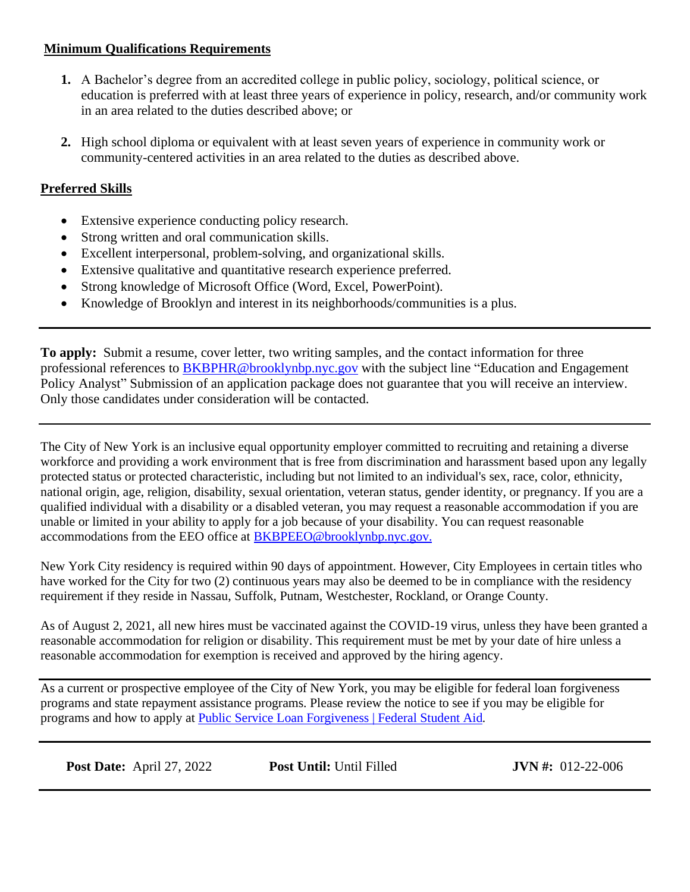**Minimum Qualifications Requirements**

1. A Bachelor's degree from an accredited college in public policy, sociology, political science, or education is preferred with at least three years of experience in policy, research, and/or community work in an area related to the duties described above; or

2. High school diploma or equivalent with at least seven years of experience in community work or community-centered activities in an area related to the duties as described above.

**Preferred Skills**

- Extensive experience conducting policy research.
- Strong written and oral communication skills.
- Excellent interpersonal, problem-solving, and organizational skills.
- Extensive qualitative and quantitative research experience preferred.
- Strong knowledge of Microsoft Office (Word, Excel, PowerPoint).
- Knowledge of Brooklyn and interest in its neighborhoods/communities is a plus.

---

**To apply:** Submit a resume, cover letter, two writing samples, and the contact information for three professional references to BKBPHR@brooklynbp.nyc.gov with the subject line "Education and Engagement Policy Analyst" Submission of an application package does not guarantee that you will receive an interview. Only those candidates under consideration will be contacted.

---

The City of New York is an inclusive equal opportunity employer committed to recruiting and retaining a diverse workforce and providing a work environment that is free from discrimination and harassment based upon any legally protected status or protected characteristic, including but not limited to an individual's sex, race, color, ethnicity, national origin, age, religion, disability, sexual orientation, veteran status, gender identity, or pregnancy. If you are a qualified individual with a disability or a disabled veteran, you may request a reasonable accommodation if you are unable or limited in your ability to apply for a job because of your disability. You can request reasonable accommodations from the EEO office at BKBPEEO@brooklynbp.nyc.gov.

New York City residency is required within 90 days of appointment. However, City Employees in certain titles who have worked for the City for two (2) continuous years may also be deemed to be in compliance with the residency requirement if they reside in Nassau, Suffolk, Putnam, Westchester, Rockland, or Orange County.

As of August 2, 2021, all new hires must be vaccinated against the COVID-19 virus, unless they have been granted a reasonable accommodation for religion or disability. This requirement must be met by your date of hire unless a reasonable accommodation for exemption is received and approved by the hiring agency.

---

As a current or prospective employee of the City of New York, you may be eligible for federal loan forgiveness programs and state repayment assistance programs. Please review the notice to see if you may be eligible for programs and how to apply at Public Service Loan Forgiveness | Federal Student Aid.

---

**Post Date:** April 27, 2022 **Post Until:** Until Filled **JVN #:** 012-22-006

---